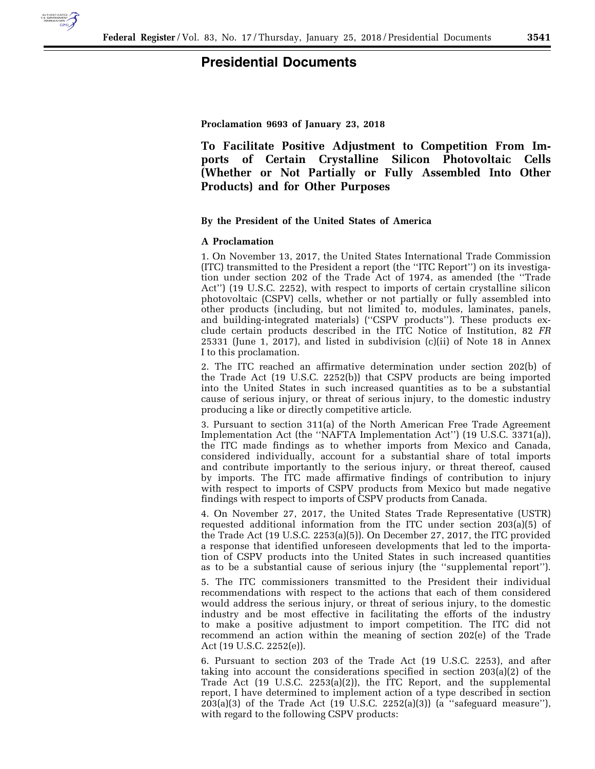# Presidential Documents

**Proclamation 9693 of January 23, 2018**

## To Facilitate Positive Adjustment to Competition From Imports of Certain Crystalline Silicon Photovoltaic Cells (Whether or Not Partially or Fully Assembled Into Other Products) and for Other Purposes

**By the President of the United States of America**

**A Proclamation**

1. On November 13, 2017, the United States International Trade Commission (ITC) transmitted to the President a report (the ''ITC Report'') on its investigation under section 202 of the Trade Act of 1974, as amended (the ''Trade Act'') (19 U.S.C. 2252), with respect to imports of certain crystalline silicon photovoltaic (CSPV) cells, whether or not partially or fully assembled into other products (including, but not limited to, modules, laminates, panels, and building-integrated materials) (''CSPV products''). These products exclude certain products described in the ITC Notice of Institution, 82 *FR* 25331 (June 1, 2017), and listed in subdivision (c)(ii) of Note 18 in Annex I to this proclamation.

2. The ITC reached an affirmative determination under section 202(b) of the Trade Act (19 U.S.C. 2252(b)) that CSPV products are being imported into the United States in such increased quantities as to be a substantial cause of serious injury, or threat of serious injury, to the domestic industry producing a like or directly competitive article.

3. Pursuant to section 311(a) of the North American Free Trade Agreement Implementation Act (the ''NAFTA Implementation Act'') (19 U.S.C. 3371(a)), the ITC made findings as to whether imports from Mexico and Canada, considered individually, account for a substantial share of total imports and contribute importantly to the serious injury, or threat thereof, caused by imports. The ITC made affirmative findings of contribution to injury with respect to imports of CSPV products from Mexico but made negative findings with respect to imports of CSPV products from Canada.

4. On November 27, 2017, the United States Trade Representative (USTR) requested additional information from the ITC under section 203(a)(5) of the Trade Act (19 U.S.C. 2253(a)(5)). On December 27, 2017, the ITC provided a response that identified unforeseen developments that led to the importation of CSPV products into the United States in such increased quantities as to be a substantial cause of serious injury (the ''supplemental report'').

5. The ITC commissioners transmitted to the President their individual recommendations with respect to the actions that each of them considered would address the serious injury, or threat of serious injury, to the domestic industry and be most effective in facilitating the efforts of the industry to make a positive adjustment to import competition. The ITC did not recommend an action within the meaning of section 202(e) of the Trade Act (19 U.S.C. 2252(e)).

6. Pursuant to section 203 of the Trade Act (19 U.S.C. 2253), and after taking into account the considerations specified in section 203(a)(2) of the Trade Act (19 U.S.C. 2253(a)(2)), the ITC Report, and the supplemental report, I have determined to implement action of a type described in section 203(a)(3) of the Trade Act (19 U.S.C. 2252(a)(3)) (a ''safeguard measure''), with regard to the following CSPV products: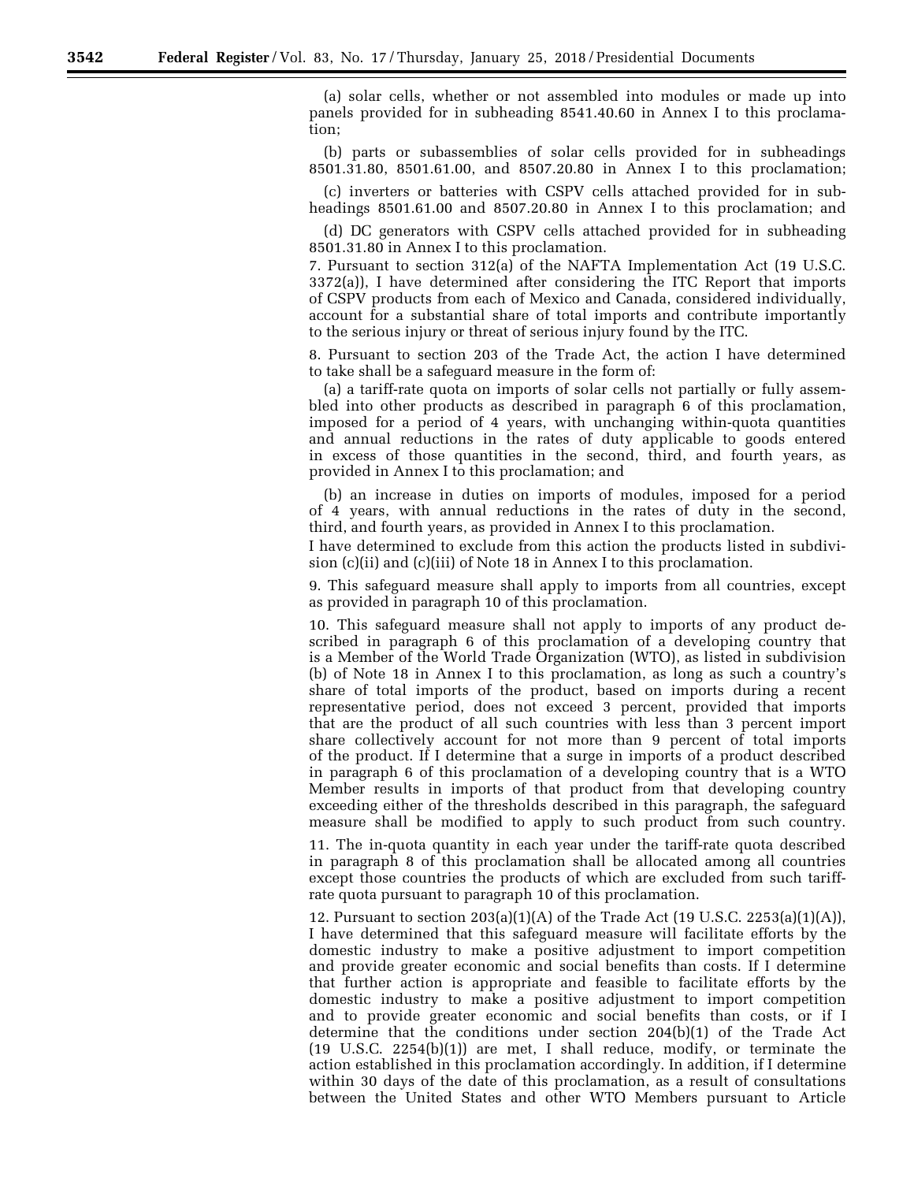(a) solar cells, whether or not assembled into modules or made up into panels provided for in subheading 8541.40.60 in Annex I to this proclamation;

(b) parts or subassemblies of solar cells provided for in subheadings 8501.31.80, 8501.61.00, and 8507.20.80 in Annex I to this proclamation;

(c) inverters or batteries with CSPV cells attached provided for in subheadings 8501.61.00 and 8507.20.80 in Annex I to this proclamation; and

(d) DC generators with CSPV cells attached provided for in subheading 8501.31.80 in Annex I to this proclamation.

7. Pursuant to section 312(a) of the NAFTA Implementation Act (19 U.S.C. 3372(a)), I have determined after considering the ITC Report that imports of CSPV products from each of Mexico and Canada, considered individually, account for a substantial share of total imports and contribute importantly to the serious injury or threat of serious injury found by the ITC.

8. Pursuant to section 203 of the Trade Act, the action I have determined to take shall be a safeguard measure in the form of:

(a) a tariff-rate quota on imports of solar cells not partially or fully assembled into other products as described in paragraph 6 of this proclamation, imposed for a period of 4 years, with unchanging within-quota quantities and annual reductions in the rates of duty applicable to goods entered in excess of those quantities in the second, third, and fourth years, as provided in Annex I to this proclamation; and

(b) an increase in duties on imports of modules, imposed for a period of 4 years, with annual reductions in the rates of duty in the second, third, and fourth years, as provided in Annex I to this proclamation.

I have determined to exclude from this action the products listed in subdivision (c)(ii) and (c)(iii) of Note 18 in Annex I to this proclamation.

9. This safeguard measure shall apply to imports from all countries, except as provided in paragraph 10 of this proclamation.

10. This safeguard measure shall not apply to imports of any product described in paragraph 6 of this proclamation of a developing country that is a Member of the World Trade Organization (WTO), as listed in subdivision (b) of Note 18 in Annex I to this proclamation, as long as such a country's share of total imports of the product, based on imports during a recent representative period, does not exceed 3 percent, provided that imports that are the product of all such countries with less than 3 percent import share collectively account for not more than 9 percent of total imports of the product. If I determine that a surge in imports of a product described in paragraph 6 of this proclamation of a developing country that is a WTO Member results in imports of that product from that developing country exceeding either of the thresholds described in this paragraph, the safeguard measure shall be modified to apply to such product from such country.

11. The in-quota quantity in each year under the tariff-rate quota described in paragraph 8 of this proclamation shall be allocated among all countries except those countries the products of which are excluded from such tariff-rate quota pursuant to paragraph 10 of this proclamation.

12. Pursuant to section 203(a)(1)(A) of the Trade Act (19 U.S.C. 2253(a)(1)(A)), I have determined that this safeguard measure will facilitate efforts by the domestic industry to make a positive adjustment to import competition and provide greater economic and social benefits than costs. If I determine that further action is appropriate and feasible to facilitate efforts by the domestic industry to make a positive adjustment to import competition and to provide greater economic and social benefits than costs, or if I determine that the conditions under section 204(b)(1) of the Trade Act (19 U.S.C. 2254(b)(1)) are met, I shall reduce, modify, or terminate the action established in this proclamation accordingly. In addition, if I determine within 30 days of the date of this proclamation, as a result of consultations between the United States and other WTO Members pursuant to Article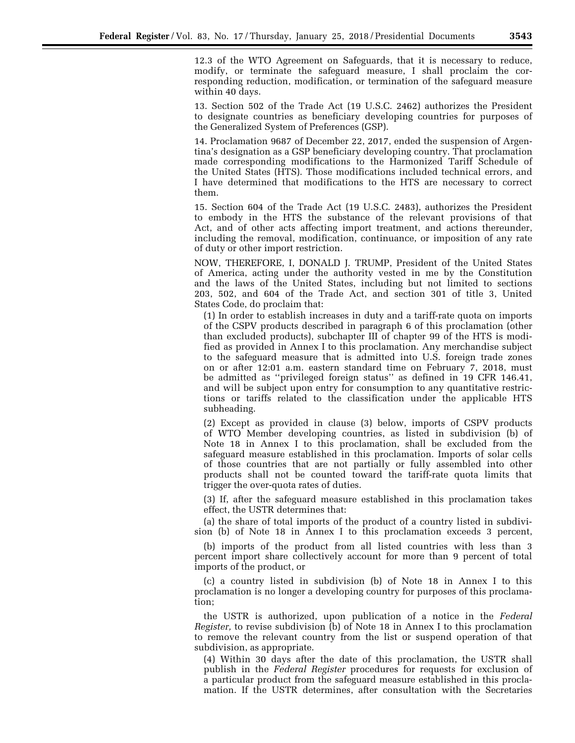12.3 of the WTO Agreement on Safeguards, that it is necessary to reduce, modify, or terminate the safeguard measure, I shall proclaim the corresponding reduction, modification, or termination of the safeguard measure within 40 days.

13. Section 502 of the Trade Act (19 U.S.C. 2462) authorizes the President to designate countries as beneficiary developing countries for purposes of the Generalized System of Preferences (GSP).

14. Proclamation 9687 of December 22, 2017, ended the suspension of Argentina's designation as a GSP beneficiary developing country. That proclamation made corresponding modifications to the Harmonized Tariff Schedule of the United States (HTS). Those modifications included technical errors, and I have determined that modifications to the HTS are necessary to correct them.

15. Section 604 of the Trade Act (19 U.S.C. 2483), authorizes the President to embody in the HTS the substance of the relevant provisions of that Act, and of other acts affecting import treatment, and actions thereunder, including the removal, modification, continuance, or imposition of any rate of duty or other import restriction.

NOW, THEREFORE, I, DONALD J. TRUMP, President of the United States of America, acting under the authority vested in me by the Constitution and the laws of the United States, including but not limited to sections 203, 502, and 604 of the Trade Act, and section 301 of title 3, United States Code, do proclaim that:

(1) In order to establish increases in duty and a tariff-rate quota on imports of the CSPV products described in paragraph 6 of this proclamation (other than excluded products), subchapter III of chapter 99 of the HTS is modified as provided in Annex I to this proclamation. Any merchandise subject to the safeguard measure that is admitted into U.S. foreign trade zones on or after 12:01 a.m. eastern standard time on February 7, 2018, must be admitted as ''privileged foreign status'' as defined in 19 CFR 146.41, and will be subject upon entry for consumption to any quantitative restrictions or tariffs related to the classification under the applicable HTS subheading.

(2) Except as provided in clause (3) below, imports of CSPV products of WTO Member developing countries, as listed in subdivision (b) of Note 18 in Annex I to this proclamation, shall be excluded from the safeguard measure established in this proclamation. Imports of solar cells of those countries that are not partially or fully assembled into other products shall not be counted toward the tariff-rate quota limits that trigger the over-quota rates of duties.

(3) If, after the safeguard measure established in this proclamation takes effect, the USTR determines that:

(a) the share of total imports of the product of a country listed in subdivision (b) of Note 18 in Annex I to this proclamation exceeds 3 percent,

(b) imports of the product from all listed countries with less than 3 percent import share collectively account for more than 9 percent of total imports of the product, or

(c) a country listed in subdivision (b) of Note 18 in Annex I to this proclamation is no longer a developing country for purposes of this proclamation;

the USTR is authorized, upon publication of a notice in the *Federal Register,* to revise subdivision (b) of Note 18 in Annex I to this proclamation to remove the relevant country from the list or suspend operation of that subdivision, as appropriate.

(4) Within 30 days after the date of this proclamation, the USTR shall publish in the *Federal Register* procedures for requests for exclusion of a particular product from the safeguard measure established in this proclamation. If the USTR determines, after consultation with the Secretaries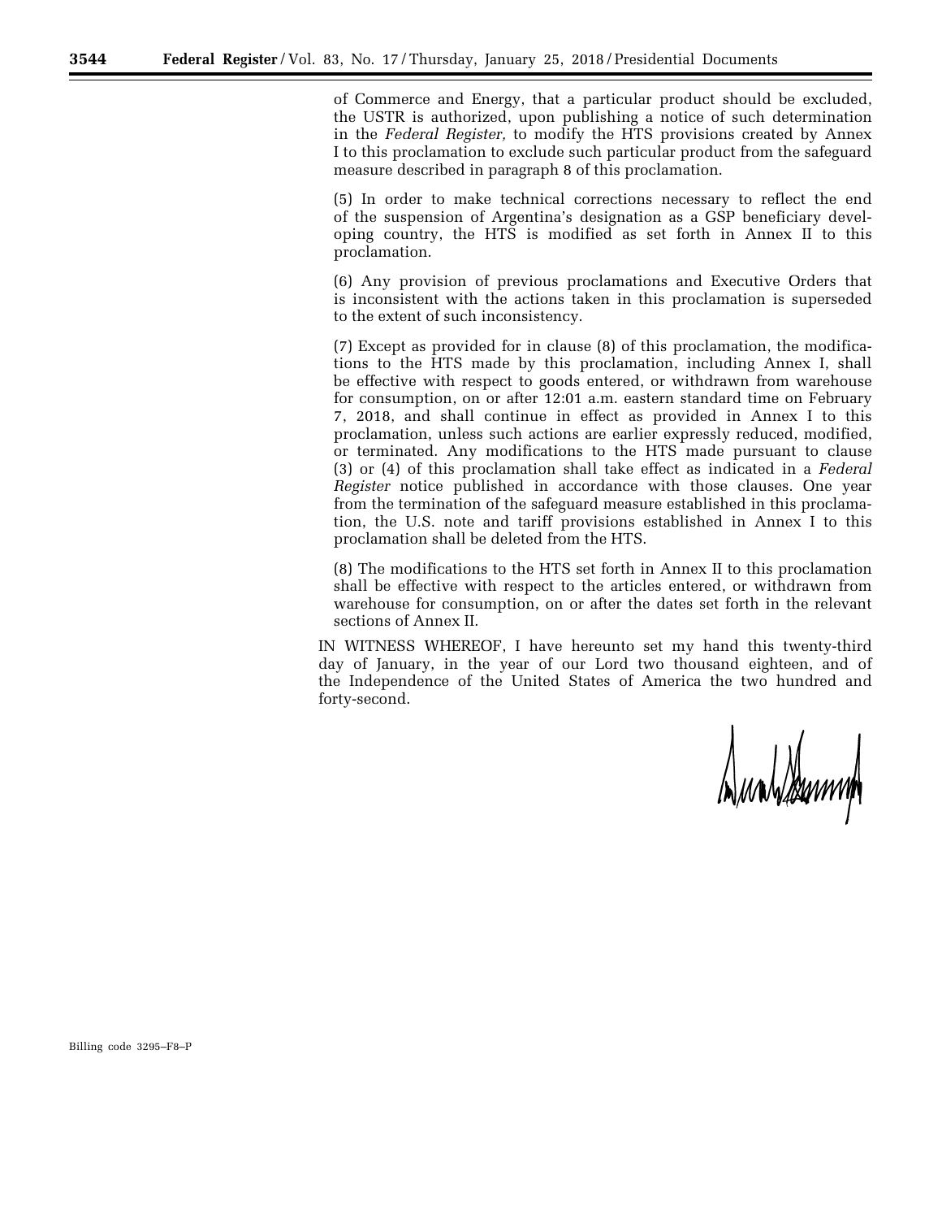of Commerce and Energy, that a particular product should be excluded, the USTR is authorized, upon publishing a notice of such determination in the *Federal Register,* to modify the HTS provisions created by Annex I to this proclamation to exclude such particular product from the safeguard measure described in paragraph 8 of this proclamation.

(5) In order to make technical corrections necessary to reflect the end of the suspension of Argentina's designation as a GSP beneficiary developing country, the HTS is modified as set forth in Annex II to this proclamation.

(6) Any provision of previous proclamations and Executive Orders that is inconsistent with the actions taken in this proclamation is superseded to the extent of such inconsistency.

(7) Except as provided for in clause (8) of this proclamation, the modifications to the HTS made by this proclamation, including Annex I, shall be effective with respect to goods entered, or withdrawn from warehouse for consumption, on or after 12:01 a.m. eastern standard time on February 7, 2018, and shall continue in effect as provided in Annex I to this proclamation, unless such actions are earlier expressly reduced, modified, or terminated. Any modifications to the HTS made pursuant to clause (3) or (4) of this proclamation shall take effect as indicated in a *Federal Register* notice published in accordance with those clauses. One year from the termination of the safeguard measure established in this proclamation, the U.S. note and tariff provisions established in Annex I to this proclamation shall be deleted from the HTS.

(8) The modifications to the HTS set forth in Annex II to this proclamation shall be effective with respect to the articles entered, or withdrawn from warehouse for consumption, on or after the dates set forth in the relevant sections of Annex II.

IN WITNESS WHEREOF, I have hereunto set my hand this twenty-third day of January, in the year of our Lord two thousand eighteen, and of the Independence of the United States of America the two hundred and forty-second.

Billing code 3295–F8–P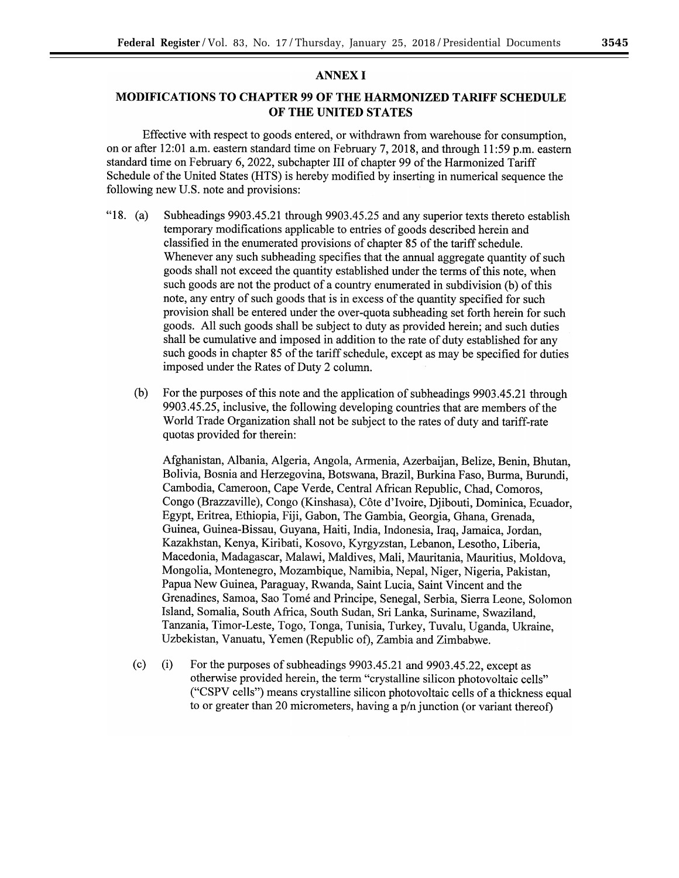## ANNEX I

## MODIFICATIONS TO CHAPTER 99 OF THE HARMONIZED TARIFF SCHEDULE OF THE UNITED STATES

Effective with respect to goods entered, or withdrawn from warehouse for consumption, on or after 12:01 a.m. eastern standard time on February 7, 2018, and through 11:59 p.m. eastern standard time on February 6, 2022, subchapter III of chapter 99 of the Harmonized Tariff Schedule of the United States (HTS) is hereby modified by inserting in numerical sequence the following new U.S. note and provisions:

"18. (a) Subheadings 9903.45.21 through 9903.45.25 and any superior texts thereto establish temporary modifications applicable to entries of goods described herein and classified in the enumerated provisions of chapter 85 of the tariff schedule. Whenever any such subheading specifies that the annual aggregate quantity of such goods shall not exceed the quantity established under the terms of this note, when such goods are not the product of a country enumerated in subdivision (b) of this note, any entry of such goods that is in excess of the quantity specified for such provision shall be entered under the over-quota subheading set forth herein for such goods. All such goods shall be subject to duty as provided herein; and such duties shall be cumulative and imposed in addition to the rate of duty established for any such goods in chapter 85 of the tariff schedule, except as may be specified for duties imposed under the Rates of Duty 2 column.

(b) For the purposes of this note and the application of subheadings 9903.45.21 through 9903.45.25, inclusive, the following developing countries that are members of the World Trade Organization shall not be subject to the rates of duty and tariff-rate quotas provided for therein:

Afghanistan, Albania, Algeria, Angola, Armenia, Azerbaijan, Belize, Benin, Bhutan, Bolivia, Bosnia and Herzegovina, Botswana, Brazil, Burkina Faso, Burma, Burundi, Cambodia, Cameroon, Cape Verde, Central African Republic, Chad, Comoros, Congo (Brazzaville), Congo (Kinshasa), Côte d'Ivoire, Djibouti, Dominica, Ecuador, Egypt, Eritrea, Ethiopia, Fiji, Gabon, The Gambia, Georgia, Ghana, Grenada, Guinea, Guinea-Bissau, Guyana, Haiti, India, Indonesia, Iraq, Jamaica, Jordan, Kazakhstan, Kenya, Kiribati, Kosovo, Kyrgyzstan, Lebanon, Lesotho, Liberia, Macedonia, Madagascar, Malawi, Maldives, Mali, Mauritania, Mauritius, Moldova, Mongolia, Montenegro, Mozambique, Namibia, Nepal, Niger, Nigeria, Pakistan, Papua New Guinea, Paraguay, Rwanda, Saint Lucia, Saint Vincent and the Grenadines, Samoa, Sao Tomé and Principe, Senegal, Serbia, Sierra Leone, Solomon Island, Somalia, South Africa, South Sudan, Sri Lanka, Suriname, Swaziland, Tanzania, Timor-Leste, Togo, Tonga, Tunisia, Turkey, Tuvalu, Uganda, Ukraine, Uzbekistan, Vanuatu, Yemen (Republic of), Zambia and Zimbabwe.

(c) (i) For the purposes of subheadings 9903.45.21 and 9903.45.22, except as otherwise provided herein, the term "crystalline silicon photovoltaic cells" ("CSPV cells") means crystalline silicon photovoltaic cells of a thickness equal to or greater than 20 micrometers, having a p/n junction (or variant thereof)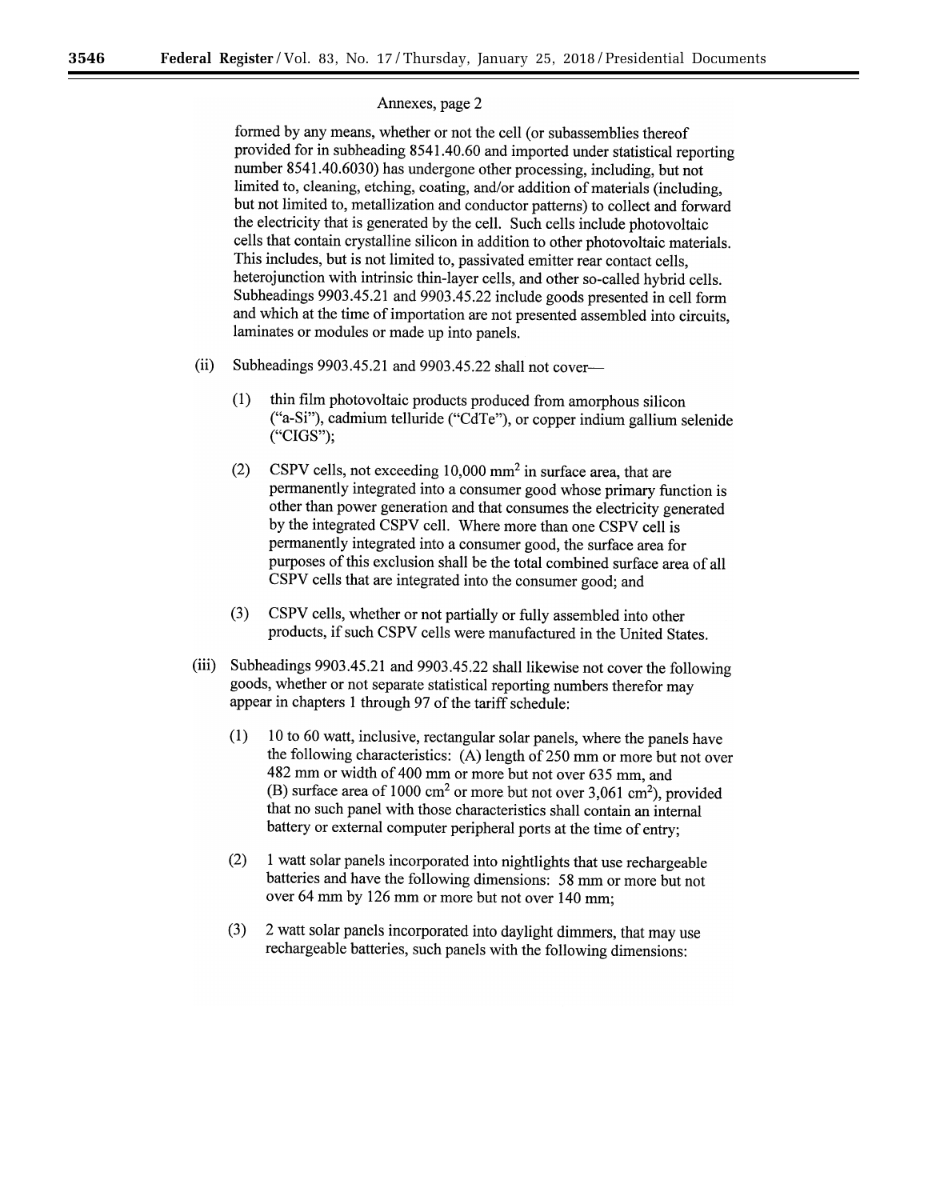Annexes, page 2

formed by any means, whether or not the cell (or subassemblies thereof provided for in subheading 8541.40.60 and imported under statistical reporting number 8541.40.6030) has undergone other processing, including, but not limited to, cleaning, etching, coating, and/or addition of materials (including, but not limited to, metallization and conductor patterns) to collect and forward the electricity that is generated by the cell. Such cells include photovoltaic cells that contain crystalline silicon in addition to other photovoltaic materials. This includes, but is not limited to, passivated emitter rear contact cells, heterojunction with intrinsic thin-layer cells, and other so-called hybrid cells. Subheadings 9903.45.21 and 9903.45.22 include goods presented in cell form and which at the time of importation are not presented assembled into circuits, laminates or modules or made up into panels.

(ii) Subheadings 9903.45.21 and 9903.45.22 shall not cover—

(1) thin film photovoltaic products produced from amorphous silicon ("a-Si"), cadmium telluride ("CdTe"), or copper indium gallium selenide ("CIGS");

(2) CSPV cells, not exceeding 10,000 $mm^2$ in surface area, that are permanently integrated into a consumer good whose primary function is other than power generation and that consumes the electricity generated by the integrated CSPV cell. Where more than one CSPV cell is permanently integrated into a consumer good, the surface area for purposes of this exclusion shall be the total combined surface area of all CSPV cells that are integrated into the consumer good; and

(3) CSPV cells, whether or not partially or fully assembled into other products, if such CSPV cells were manufactured in the United States.

(iii) Subheadings 9903.45.21 and 9903.45.22 shall likewise not cover the following goods, whether or not separate statistical reporting numbers therefor may appear in chapters 1 through 97 of the tariff schedule:

(1) 10 to 60 watt, inclusive, rectangular solar panels, where the panels have the following characteristics: (A) length of 250 mm or more but not over 482 mm or width of 400 mm or more but not over 635 mm, and (B) surface area of 1000 $cm^2$ or more but not over 3,061 $cm^2$), provided that no such panel with those characteristics shall contain an internal battery or external computer peripheral ports at the time of entry;

(2) 1 watt solar panels incorporated into nightlights that use rechargeable batteries and have the following dimensions: 58 mm or more but not over 64 mm by 126 mm or more but not over 140 mm;

(3) 2 watt solar panels incorporated into daylight dimmers, that may use rechargeable batteries, such panels with the following dimensions: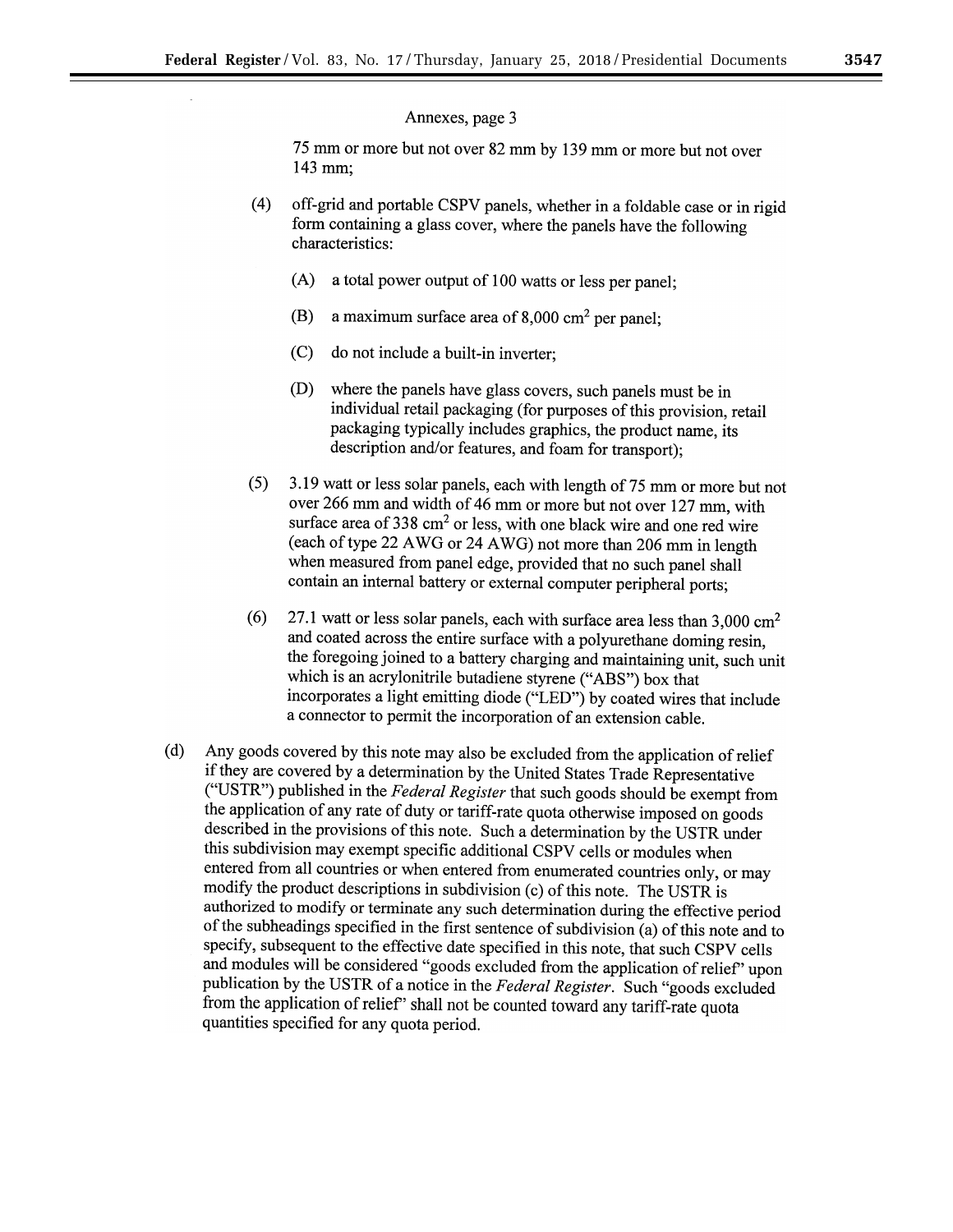Annexes, page 3

75 mm or more but not over 82 mm by 139 mm or more but not over 143 mm;

(4) off-grid and portable CSPV panels, whether in a foldable case or in rigid form containing a glass cover, where the panels have the following characteristics:

(A) a total power output of 100 watts or less per panel;

(B) a maximum surface area of 8,000 $cm^2$ per panel;

(C) do not include a built-in inverter;

(D) where the panels have glass covers, such panels must be in individual retail packaging (for purposes of this provision, retail packaging typically includes graphics, the product name, its description and/or features, and foam for transport);

(5) 3.19 watt or less solar panels, each with length of 75 mm or more but not over 266 mm and width of 46 mm or more but not over 127 mm, with surface area of 338 $cm^2$ or less, with one black wire and one red wire (each of type 22 AWG or 24 AWG) not more than 206 mm in length when measured from panel edge, provided that no such panel shall contain an internal battery or external computer peripheral ports;

(6) 27.1 watt or less solar panels, each with surface area less than 3,000 $cm^2$ and coated across the entire surface with a polyurethane doming resin, the foregoing joined to a battery charging and maintaining unit, such unit which is an acrylonitrile butadiene styrene ("ABS") box that incorporates a light emitting diode ("LED") by coated wires that include a connector to permit the incorporation of an extension cable.

(d) Any goods covered by this note may also be excluded from the application of relief if they are covered by a determination by the United States Trade Representative ("USTR") published in the *Federal Register* that such goods should be exempt from the application of any rate of duty or tariff-rate quota otherwise imposed on goods described in the provisions of this note. Such a determination by the USTR under this subdivision may exempt specific additional CSPV cells or modules when entered from all countries or when entered from enumerated countries only, or may modify the product descriptions in subdivision (c) of this note. The USTR is authorized to modify or terminate any such determination during the effective period of the subheadings specified in the first sentence of subdivision (a) of this note and to specify, subsequent to the effective date specified in this note, that such CSPV cells and modules will be considered "goods excluded from the application of relief" upon publication by the USTR of a notice in the *Federal Register*. Such "goods excluded from the application of relief" shall not be counted toward any tariff-rate quota quantities specified for any quota period.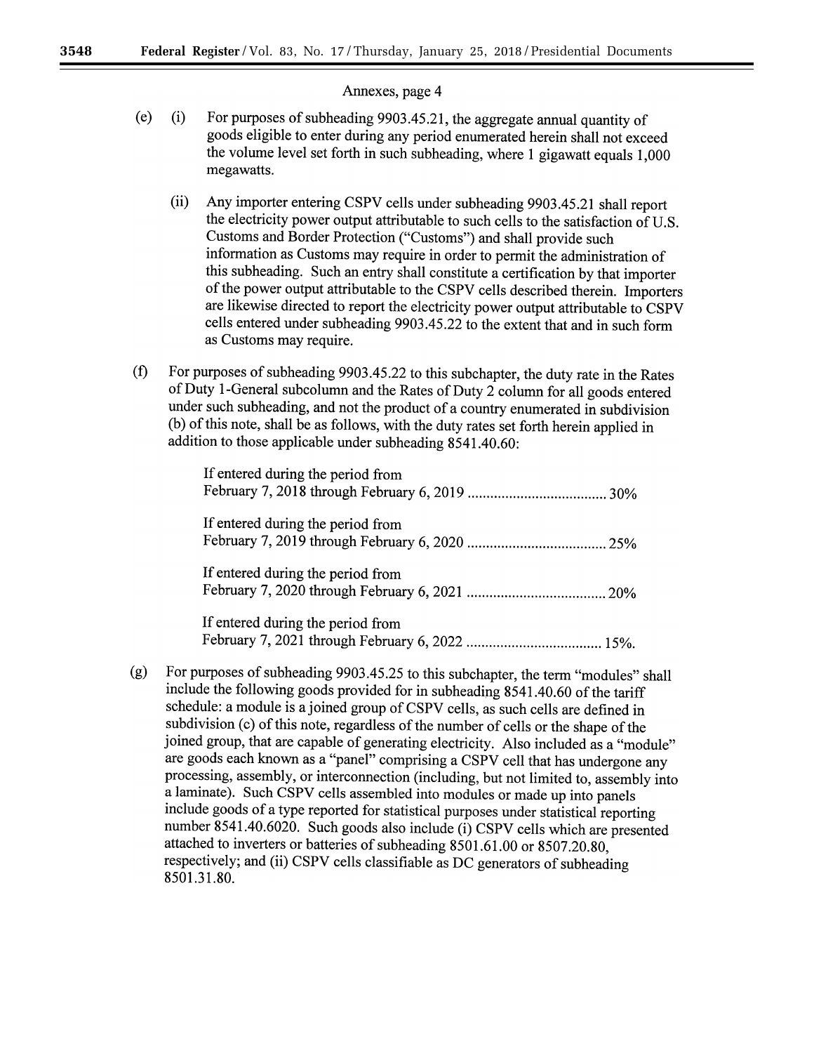Annexes, page 4

(e) (i) For purposes of subheading 9903.45.21, the aggregate annual quantity of goods eligible to enter during any period enumerated herein shall not exceed the volume level set forth in such subheading, where 1 gigawatt equals 1,000 megawatts.

(ii) Any importer entering CSPV cells under subheading 9903.45.21 shall report the electricity power output attributable to such cells to the satisfaction of U.S. Customs and Border Protection ("Customs") and shall provide such information as Customs may require in order to permit the administration of this subheading. Such an entry shall constitute a certification by that importer of the power output attributable to the CSPV cells described therein. Importers are likewise directed to report the electricity power output attributable to CSPV cells entered under subheading 9903.45.22 to the extent that and in such form as Customs may require.

(f) For purposes of subheading 9903.45.22 to this subchapter, the duty rate in the Rates of Duty 1-General subcolumn and the Rates of Duty 2 column for all goods entered under such subheading, and not the product of a country enumerated in subdivision (b) of this note, shall be as follows, with the duty rates set forth herein applied in addition to those applicable under subheading 8541.40.60:

If entered during the period from February 7, 2018 through February 6, 2019 .................................... 30%

If entered during the period from February 7, 2019 through February 6, 2020 .................................... 25%

If entered during the period from February 7, 2020 through February 6, 2021 .................................... 20%

If entered during the period from February 7, 2021 through February 6, 2022 ................................... 15%.

(g) For purposes of subheading 9903.45.25 to this subchapter, the term "modules" shall include the following goods provided for in subheading 8541.40.60 of the tariff schedule: a module is a joined group of CSPV cells, as such cells are defined in subdivision (c) of this note, regardless of the number of cells or the shape of the joined group, that are capable of generating electricity. Also included as a "module" are goods each known as a "panel" comprising a CSPV cell that has undergone any processing, assembly, or interconnection (including, but not limited to, assembly into a laminate). Such CSPV cells assembled into modules or made up into panels include goods of a type reported for statistical purposes under statistical reporting number 8541.40.6020. Such goods also include (i) CSPV cells which are presented attached to inverters or batteries of subheading 8501.61.00 or 8507.20.80, respectively; and (ii) CSPV cells classifiable as DC generators of subheading 8501.31.80.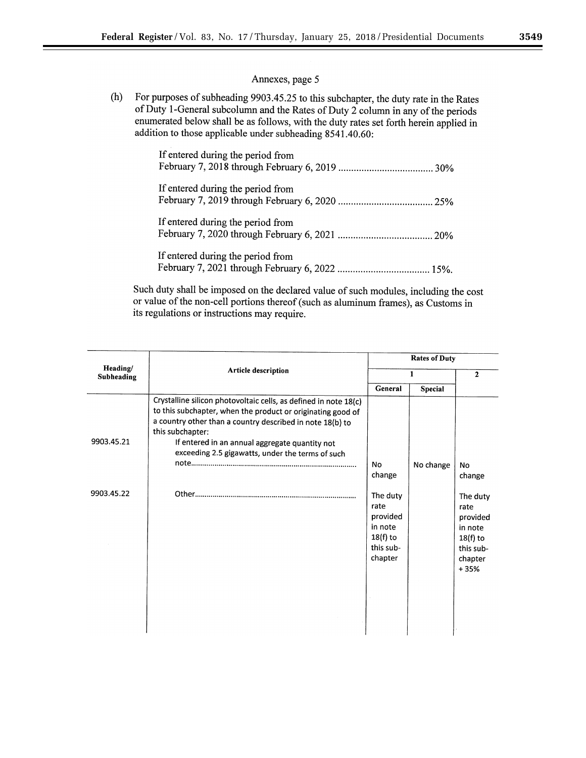Annexes, page 5

(h) For purposes of subheading 9903.45.25 to this subchapter, the duty rate in the Rates of Duty 1-General subcolumn and the Rates of Duty 2 column in any of the periods enumerated below shall be as follows, with the duty rates set forth herein applied in addition to those applicable under subheading 8541.40.60:

If entered during the period from
February 7, 2018 through February 6, 2019 .................................... 30%

If entered during the period from
February 7, 2019 through February 6, 2020 .................................... 25%

If entered during the period from
February 7, 2020 through February 6, 2021 .................................... 20%

If entered during the period from
February 7, 2021 through February 6, 2022 .................................... 15%.

Such duty shall be imposed on the declared value of such modules, including the cost or value of the non-cell portions thereof (such as aluminum frames), as Customs in its regulations or instructions may require.

| Heading/ Subheading | Article description | Rates of Duty | | |
|---|---|---|---|---|
| | | 1 | | 2 |
| | | General | Special | |
| | Crystalline silicon photovoltaic cells, as defined in note 18(c) to this subchapter, when the product or originating good of a country other than a country described in note 18(b) to this subchapter: | | | |
| 9903.45.21 | If entered in an annual aggregate quantity not exceeding 2.5 gigawatts, under the terms of such note.................................................................... | No change | No change | No change |
| 9903.45.22 | Other.................................................................... | The duty rate provided in note 18(f) to this sub-chapter | | The duty rate provided in note 18(f) to this sub-chapter + 35% |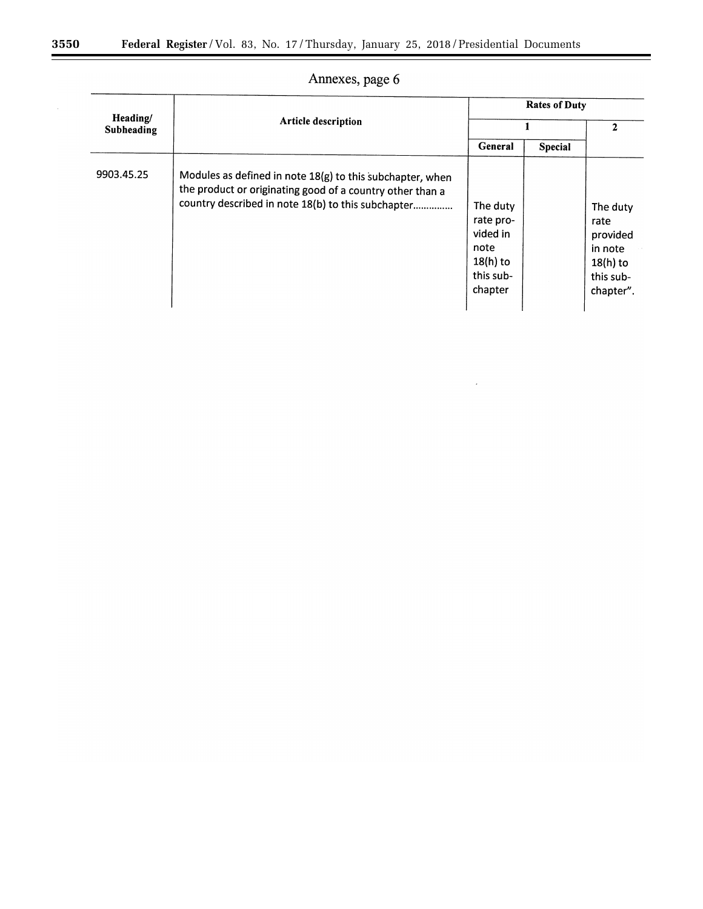Annexes, page 6

| Heading/ Subheading | Article description | Rates of Duty | | |
|---|---|---|---|---|
| | | 1 | | 2 |
| | | General | Special | |
| 9903.45.25 | Modules as defined in note 18(g) to this subchapter, when the product or originating good of a country other than a country described in note 18(b) to this subchapter.............. | The duty rate provided in note 18(h) to this subchapter | | The duty rate provided in note 18(h) to this subchapter". |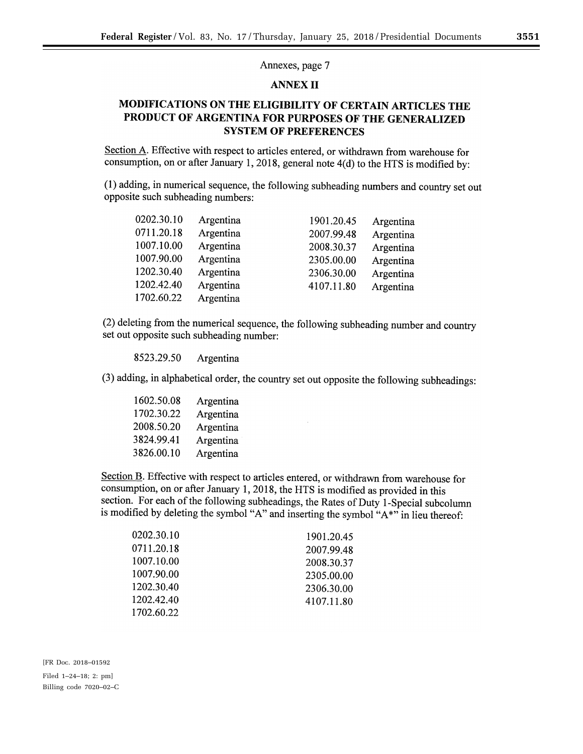Annexes, page 7

## ANNEX II

## MODIFICATIONS ON THE ELIGIBILITY OF CERTAIN ARTICLES THE PRODUCT OF ARGENTINA FOR PURPOSES OF THE GENERALIZED SYSTEM OF PREFERENCES

Section A. Effective with respect to articles entered, or withdrawn from warehouse for consumption, on or after January 1, 2018, general note 4(d) to the HTS is modified by:

(1) adding, in numerical sequence, the following subheading numbers and country set out opposite such subheading numbers:

| | | | |
|---|---|---|---|
| 0202.30.10 | Argentina | 1901.20.45 | Argentina |
| 0711.20.18 | Argentina | 2007.99.48 | Argentina |
| 1007.10.00 | Argentina | 2008.30.37 | Argentina |
| 1007.90.00 | Argentina | 2305.00.00 | Argentina |
| 1202.30.40 | Argentina | 2306.30.00 | Argentina |
| 1202.42.40 | Argentina | 4107.11.80 | Argentina |
| 1702.60.22 | Argentina | | |

(2) deleting from the numerical sequence, the following subheading number and country set out opposite such subheading number:

| | |
|---|---|
| 8523.29.50 | Argentina |

(3) adding, in alphabetical order, the country set out opposite the following subheadings:

| | |
|---|---|
| 1602.50.08 | Argentina |
| 1702.30.22 | Argentina |
| 2008.50.20 | Argentina |
| 3824.99.41 | Argentina |
| 3826.00.10 | Argentina |

Section B. Effective with respect to articles entered, or withdrawn from warehouse for consumption, on or after January 1, 2018, the HTS is modified as provided in this section. For each of the following subheadings, the Rates of Duty 1-Special subcolumn is modified by deleting the symbol "A" and inserting the symbol "A*" in lieu thereof:

| | |
|---|---|
| 0202.30.10 | 1901.20.45 |
| 0711.20.18 | 2007.99.48 |
| 1007.10.00 | 2008.30.37 |
| 1007.90.00 | 2305.00.00 |
| 1202.30.40 | 2306.30.00 |
| 1202.42.40 | 4107.11.80 |
| 1702.60.22 | |

[FR Doc. 2018–01592

Filed 1–24–18; 2: pm]

Billing code 7020–02–C